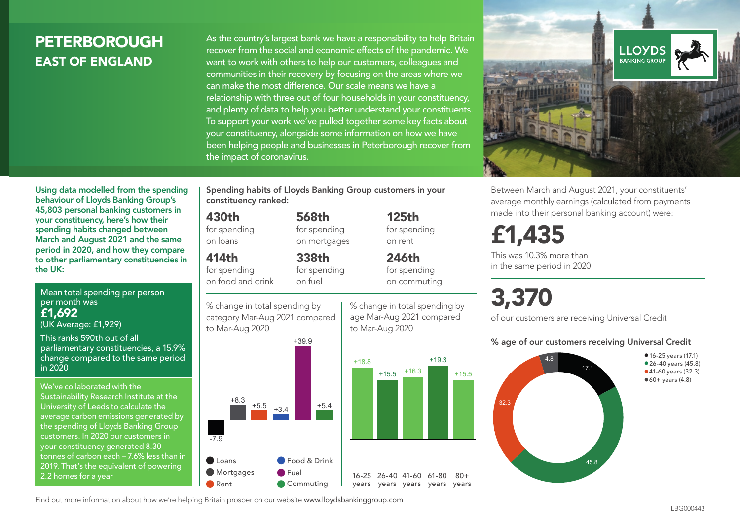# PETERBOROUGH
## EAST OF ENGLAND

As the country's largest bank we have a responsibility to help Britain recover from the social and economic effects of the pandemic. We want to work with others to help our customers, colleagues and communities in their recovery by focusing on the areas where we can make the most difference. Our scale means we have a relationship with three out of four households in your constituency, and plenty of data to help you better understand your constituents. To support your work we've pulled together some key facts about your constituency, alongside some information on how we have been helping people and businesses in Peterborough recover from the impact of coronavirus.

LLOYDS BANKING GROUP

**Using data modelled from the spending behaviour of Lloyds Banking Group's 45,803 personal banking customers in your constituency, here's how their spending habits changed between March and August 2021 and the same period in 2020, and how they compare to other parliamentary constituencies in the UK:**

Mean total spending per person per month was
**£1,692**
(UK Average: £1,929)

This ranks 590th out of all parliamentary constituencies, a 15.9% change compared to the same period in 2020

We've collaborated with the Sustainability Research Institute at the University of Leeds to calculate the average carbon emissions generated by the spending of Lloyds Banking Group customers. In 2020 our customers in your constituency generated 8.30 tonnes of carbon each – 7.6% less than in 2019. That's the equivalent of powering 2.2 homes for a year

**Spending habits of Lloyds Banking Group customers in your constituency ranked:**

**430th** for spending on loans

**568th** for spending on mortgages

**125th** for spending on rent

**414th** for spending on food and drink

**338th** for spending on fuel

**246th** for spending on commuting

% change in total spending by category Mar-Aug 2021 compared to Mar-Aug 2020

| Category | % change |
|---|---|
| Loans | -7.9 |
| Mortgages | +8.3 |
| Rent | +5.5 |
| Food & Drink | +3.4 |
| Fuel | +39.9 |
| Commuting | +5.4 |

% change in total spending by age Mar-Aug 2021 compared to Mar-Aug 2020

| Age | % change |
|---|---|
| 16-25 years | +18.8 |
| 26-40 years | +15.5 |
| 41-60 years | +16.3 |
| 61-80 years | +19.3 |
| 80+ years | +15.5 |

Between March and August 2021, your constituents' average monthly earnings (calculated from payments made into their personal banking account) were:

**£1,435**

This was 10.3% more than in the same period in 2020

**3,370**

of our customers are receiving Universal Credit

**% age of our customers receiving Universal Credit**

| Age | % |
|---|---|
| 16-25 years | 17.1 |
| 26-40 years | 45.8 |
| 41-60 years | 32.3 |
| 60+ years | 4.8 |

Find out more information about how we're helping Britain prosper on our website www.lloydsbankinggroup.com

LBG000443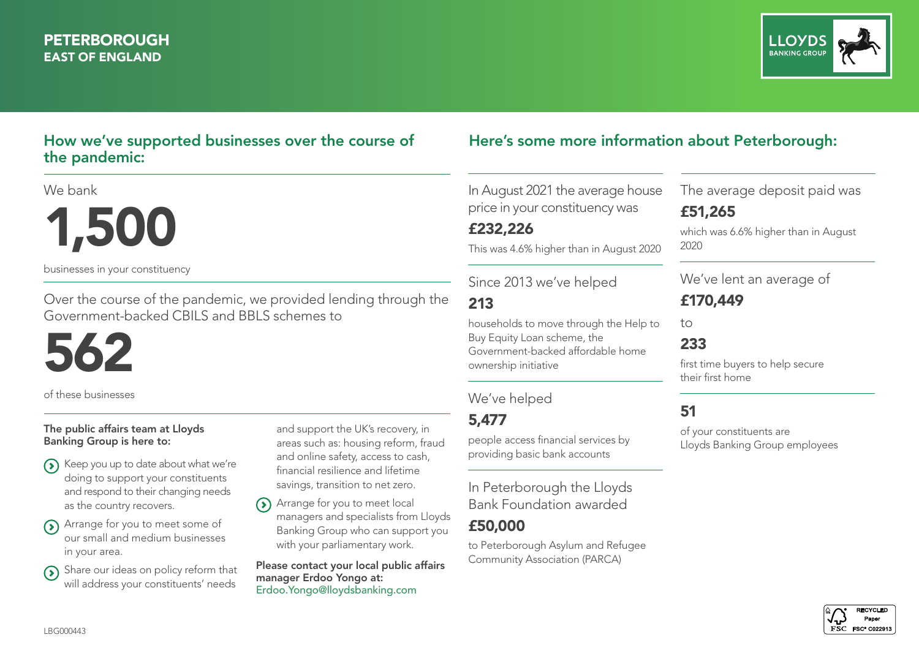**PETERBOROUGH**
**EAST OF ENGLAND**

## How we've supported businesses over the course of the pandemic:

We bank

**1,500**

businesses in your constituency

Over the course of the pandemic, we provided lending through the Government-backed CBILS and BBLS schemes to

**562**

of these businesses

**The public affairs team at Lloyds Banking Group is here to:**

- Keep you up to date about what we're doing to support your constituents and respond to their changing needs as the country recovers.
- Arrange for you to meet some of our small and medium businesses in your area.
- Share our ideas on policy reform that will address your constituents' needs and support the UK's recovery, in areas such as: housing reform, fraud and online safety, access to cash, financial resilience and lifetime savings, transition to net zero.
- Arrange for you to meet local managers and specialists from Lloyds Banking Group who can support you with your parliamentary work.

**Please contact your local public affairs manager Erdoo Yongo at:**
Erdoo.Yongo@lloydsbanking.com

## Here's some more information about Peterborough:

In August 2021 the average house price in your constituency was

**£232,226**

This was 4.6% higher than in August 2020

Since 2013 we've helped

**213**

households to move through the Help to Buy Equity Loan scheme, the Government-backed affordable home ownership initiative

We've helped

**5,477**

people access financial services by providing basic bank accounts

In Peterborough the Lloyds Bank Foundation awarded

**£50,000**

to Peterborough Asylum and Refugee Community Association (PARCA)

The average deposit paid was

**£51,265**

which was 6.6% higher than in August 2020

We've lent an average of

**£170,449**

to

**233**

first time buyers to help secure their first home

**51**

of your constituents are Lloyds Banking Group employees

LBG000443